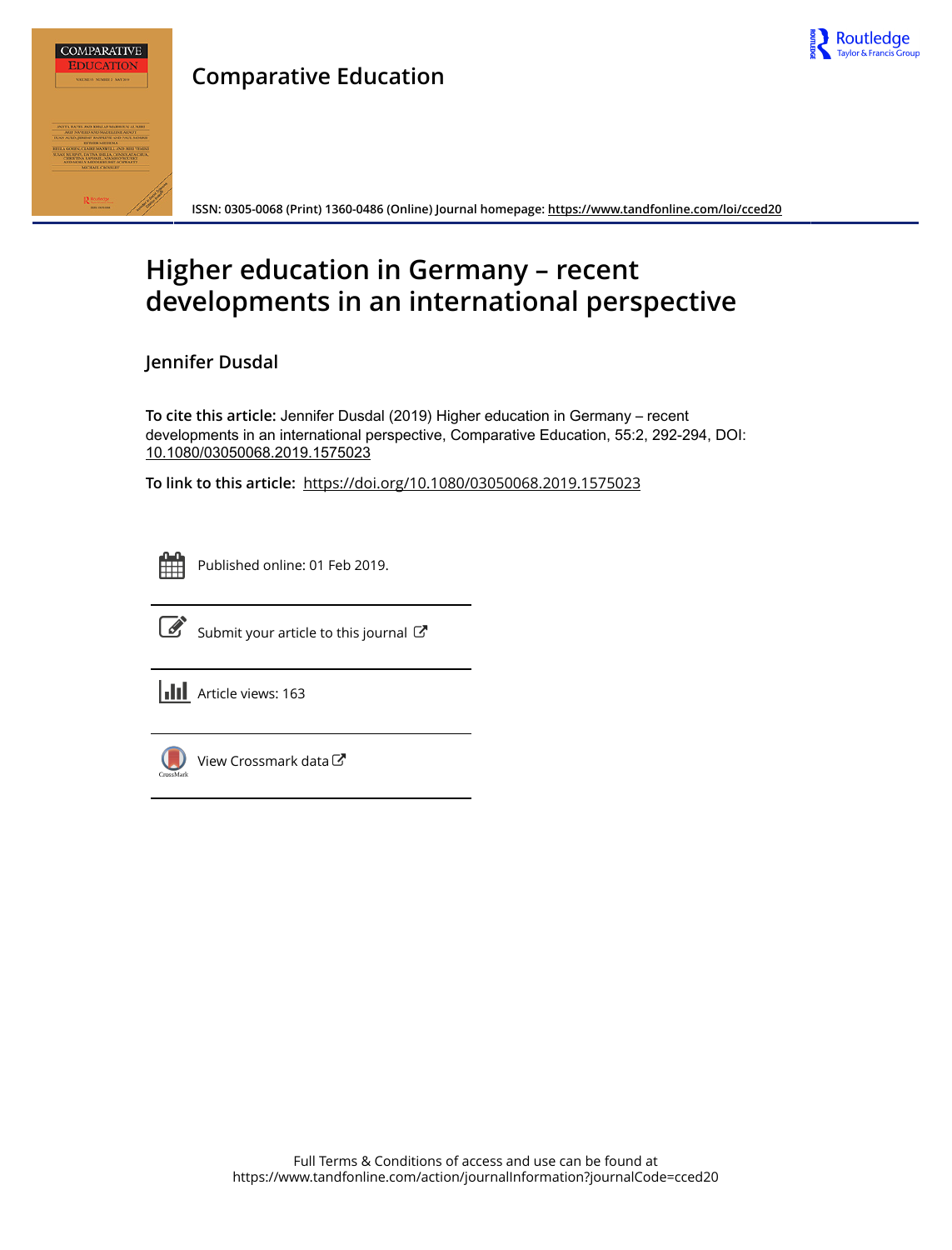Comparative Education

ISSN: 0305-0068 (Print) 1360-0486 (Online) Journal homepage: https://www.tandfonline.com/loi/cced20

# Higher education in Germany – recent developments in an international perspective

**Jennifer Dusdal**

**To cite this article:** Jennifer Dusdal (2019) Higher education in Germany – recent developments in an international perspective, Comparative Education, 55:2, 292-294, DOI: 10.1080/03050068.2019.1575023

**To link to this article:** https://doi.org/10.1080/03050068.2019.1575023

Published online: 01 Feb 2019.

Submit your article to this journal

Article views: 163

View Crossmark data

Full Terms & Conditions of access and use can be found at https://www.tandfonline.com/action/journalInformation?journalCode=cced20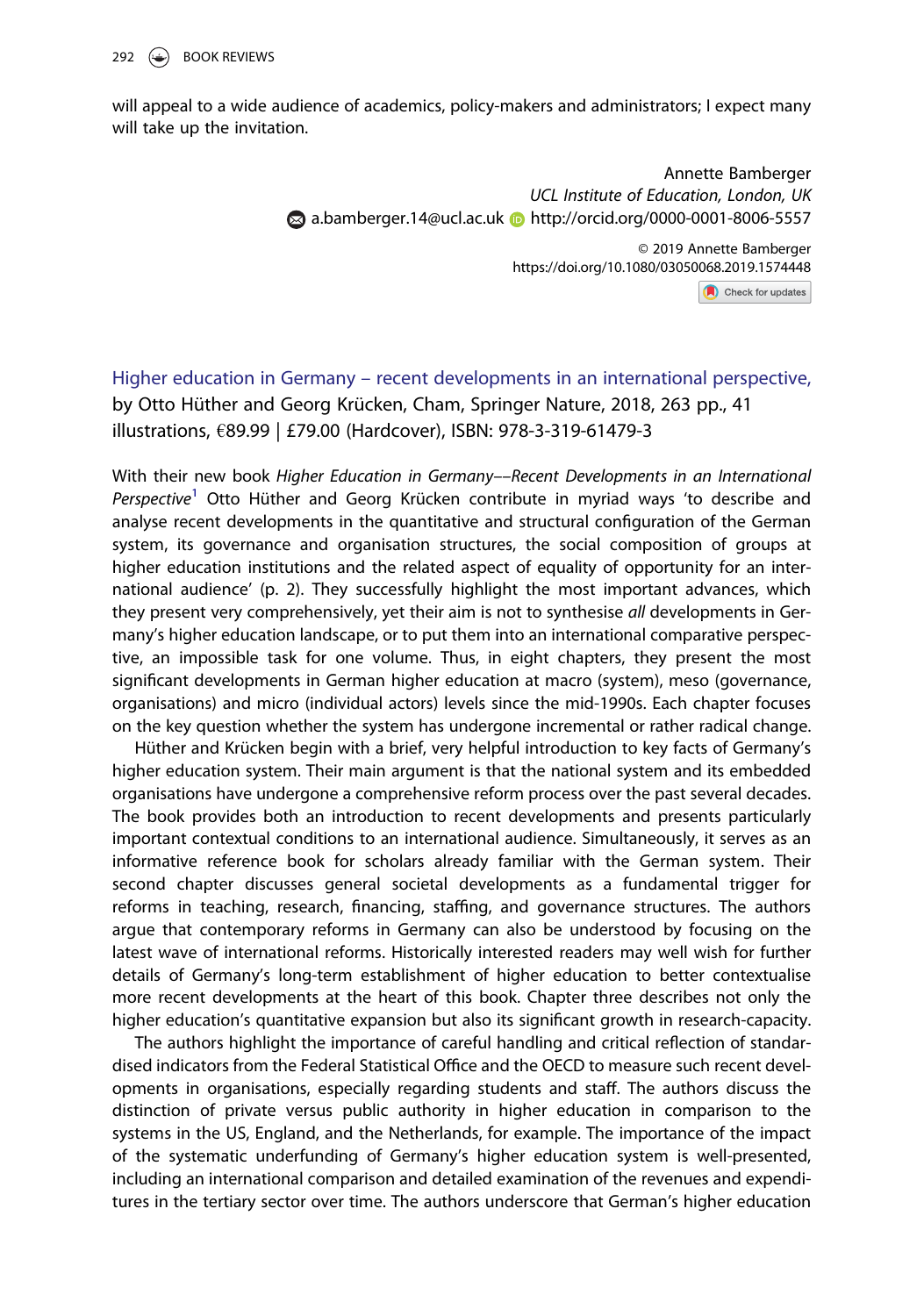will appeal to a wide audience of academics, policy-makers and administrators; I expect many will take up the invitation.

Annette Bamberger  
*UCL Institute of Education, London, UK*  
a.bamberger.14@ucl.ac.uk http://orcid.org/0000-0001-8006-5557

© 2019 Annette Bamberger  
https://doi.org/10.1080/03050068.2019.1574448

**Higher education in Germany – recent developments in an international perspective,** by Otto Hüther and Georg Krücken, Cham, Springer Nature, 2018, 263 pp., 41 illustrations, €89.99 | £79.00 (Hardcover), ISBN: 978-3-319-61479-3

With their new book *Higher Education in Germany––Recent Developments in an International Perspective*[1] Otto Hüther and Georg Krücken contribute in myriad ways 'to describe and analyse recent developments in the quantitative and structural configuration of the German system, its governance and organisation structures, the social composition of groups at higher education institutions and the related aspect of equality of opportunity for an international audience' (p. 2). They successfully highlight the most important advances, which they present very comprehensively, yet their aim is not to synthesise *all* developments in Germany's higher education landscape, or to put them into an international comparative perspective, an impossible task for one volume. Thus, in eight chapters, they present the most significant developments in German higher education at macro (system), meso (governance, organisations) and micro (individual actors) levels since the mid-1990s. Each chapter focuses on the key question whether the system has undergone incremental or rather radical change.

Hüther and Krücken begin with a brief, very helpful introduction to key facts of Germany's higher education system. Their main argument is that the national system and its embedded organisations have undergone a comprehensive reform process over the past several decades. The book provides both an introduction to recent developments and presents particularly important contextual conditions to an international audience. Simultaneously, it serves as an informative reference book for scholars already familiar with the German system. Their second chapter discusses general societal developments as a fundamental trigger for reforms in teaching, research, financing, staffing, and governance structures. The authors argue that contemporary reforms in Germany can also be understood by focusing on the latest wave of international reforms. Historically interested readers may well wish for further details of Germany's long-term establishment of higher education to better contextualise more recent developments at the heart of this book. Chapter three describes not only the higher education's quantitative expansion but also its significant growth in research-capacity.

The authors highlight the importance of careful handling and critical reflection of standardised indicators from the Federal Statistical Office and the OECD to measure such recent developments in organisations, especially regarding students and staff. The authors discuss the distinction of private versus public authority in higher education in comparison to the systems in the US, England, and the Netherlands, for example. The importance of the impact of the systematic underfunding of Germany's higher education system is well-presented, including an international comparison and detailed examination of the revenues and expenditures in the tertiary sector over time. The authors underscore that German's higher education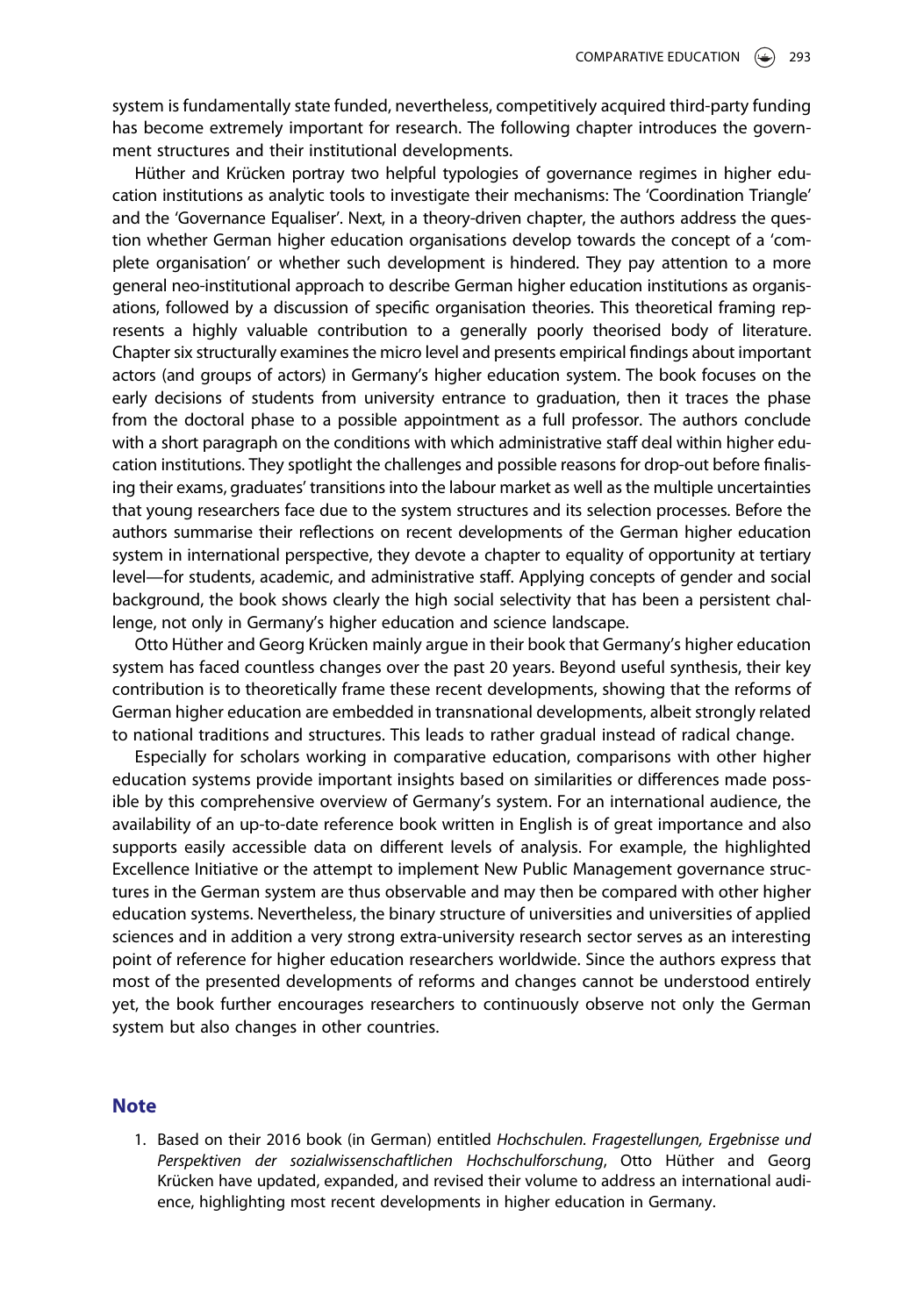system is fundamentally state funded, nevertheless, competitively acquired third-party funding has become extremely important for research. The following chapter introduces the government structures and their institutional developments.

Hüther and Krücken portray two helpful typologies of governance regimes in higher education institutions as analytic tools to investigate their mechanisms: The 'Coordination Triangle' and the 'Governance Equaliser'. Next, in a theory-driven chapter, the authors address the question whether German higher education organisations develop towards the concept of a 'complete organisation' or whether such development is hindered. They pay attention to a more general neo-institutional approach to describe German higher education institutions as organisations, followed by a discussion of specific organisation theories. This theoretical framing represents a highly valuable contribution to a generally poorly theorised body of literature. Chapter six structurally examines the micro level and presents empirical findings about important actors (and groups of actors) in Germany's higher education system. The book focuses on the early decisions of students from university entrance to graduation, then it traces the phase from the doctoral phase to a possible appointment as a full professor. The authors conclude with a short paragraph on the conditions with which administrative staff deal within higher education institutions. They spotlight the challenges and possible reasons for drop-out before finalising their exams, graduates' transitions into the labour market as well as the multiple uncertainties that young researchers face due to the system structures and its selection processes. Before the authors summarise their reflections on recent developments of the German higher education system in international perspective, they devote a chapter to equality of opportunity at tertiary level—for students, academic, and administrative staff. Applying concepts of gender and social background, the book shows clearly the high social selectivity that has been a persistent challenge, not only in Germany's higher education and science landscape.

Otto Hüther and Georg Krücken mainly argue in their book that Germany's higher education system has faced countless changes over the past 20 years. Beyond useful synthesis, their key contribution is to theoretically frame these recent developments, showing that the reforms of German higher education are embedded in transnational developments, albeit strongly related to national traditions and structures. This leads to rather gradual instead of radical change.

Especially for scholars working in comparative education, comparisons with other higher education systems provide important insights based on similarities or differences made possible by this comprehensive overview of Germany's system. For an international audience, the availability of an up-to-date reference book written in English is of great importance and also supports easily accessible data on different levels of analysis. For example, the highlighted Excellence Initiative or the attempt to implement New Public Management governance structures in the German system are thus observable and may then be compared with other higher education systems. Nevertheless, the binary structure of universities and universities of applied sciences and in addition a very strong extra-university research sector serves as an interesting point of reference for higher education researchers worldwide. Since the authors express that most of the presented developments of reforms and changes cannot be understood entirely yet, the book further encourages researchers to continuously observe not only the German system but also changes in other countries.

## Note

1. Based on their 2016 book (in German) entitled *Hochschulen. Fragestellungen, Ergebnisse und Perspektiven der sozialwissenschaftlichen Hochschulforschung*, Otto Hüther and Georg Krücken have updated, expanded, and revised their volume to address an international audience, highlighting most recent developments in higher education in Germany.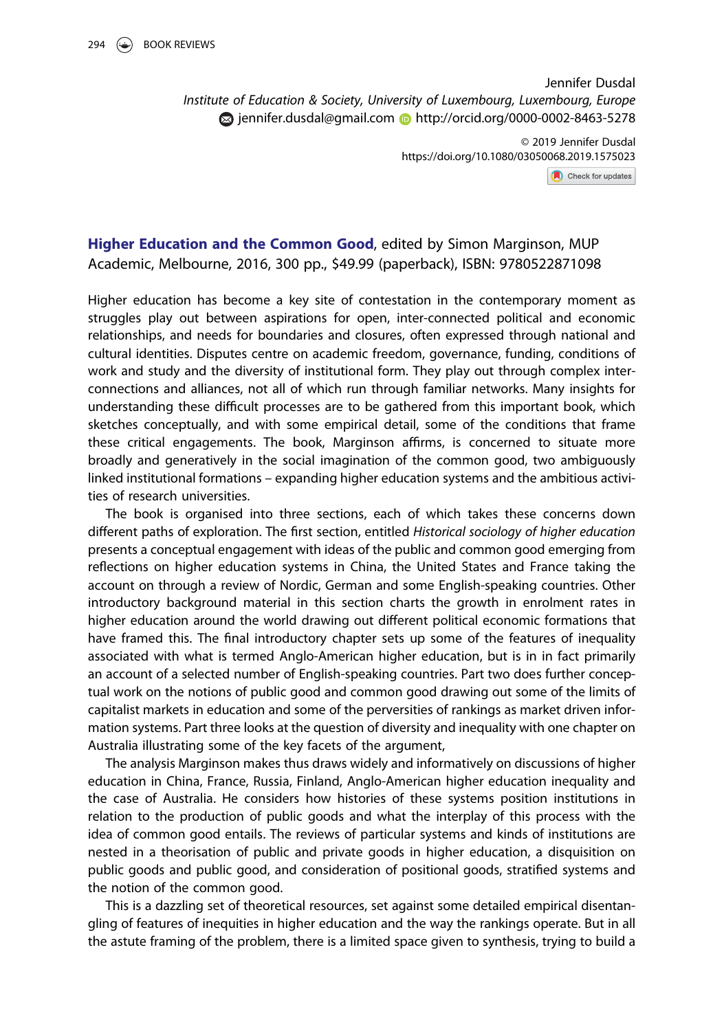Jennifer Dusdal
*Institute of Education & Society, University of Luxembourg, Luxembourg, Europe*
jennifer.dusdal@gmail.com http://orcid.org/0000-0002-8463-5278

© 2019 Jennifer Dusdal
https://doi.org/10.1080/03050068.2019.1575023

**Higher Education and the Common Good**, edited by Simon Marginson, MUP Academic, Melbourne, 2016, 300 pp., $49.99 (paperback), ISBN: 9780522871098

Higher education has become a key site of contestation in the contemporary moment as struggles play out between aspirations for open, inter-connected political and economic relationships, and needs for boundaries and closures, often expressed through national and cultural identities. Disputes centre on academic freedom, governance, funding, conditions of work and study and the diversity of institutional form. They play out through complex inter-connections and alliances, not all of which run through familiar networks. Many insights for understanding these difficult processes are to be gathered from this important book, which sketches conceptually, and with some empirical detail, some of the conditions that frame these critical engagements. The book, Marginson affirms, is concerned to situate more broadly and generatively in the social imagination of the common good, two ambiguously linked institutional formations – expanding higher education systems and the ambitious activities of research universities.

The book is organised into three sections, each of which takes these concerns down different paths of exploration. The first section, entitled *Historical sociology of higher education* presents a conceptual engagement with ideas of the public and common good emerging from reflections on higher education systems in China, the United States and France taking the account on through a review of Nordic, German and some English-speaking countries. Other introductory background material in this section charts the growth in enrolment rates in higher education around the world drawing out different political economic formations that have framed this. The final introductory chapter sets up some of the features of inequality associated with what is termed Anglo-American higher education, but is in in fact primarily an account of a selected number of English-speaking countries. Part two does further conceptual work on the notions of public good and common good drawing out some of the limits of capitalist markets in education and some of the perversities of rankings as market driven information systems. Part three looks at the question of diversity and inequality with one chapter on Australia illustrating some of the key facets of the argument,

The analysis Marginson makes thus draws widely and informatively on discussions of higher education in China, France, Russia, Finland, Anglo-American higher education inequality and the case of Australia. He considers how histories of these systems position institutions in relation to the production of public goods and what the interplay of this process with the idea of common good entails. The reviews of particular systems and kinds of institutions are nested in a theorisation of public and private goods in higher education, a disquisition on public goods and public good, and consideration of positional goods, stratified systems and the notion of the common good.

This is a dazzling set of theoretical resources, set against some detailed empirical disentangling of features of inequities in higher education and the way the rankings operate. But in all the astute framing of the problem, there is a limited space given to synthesis, trying to build a